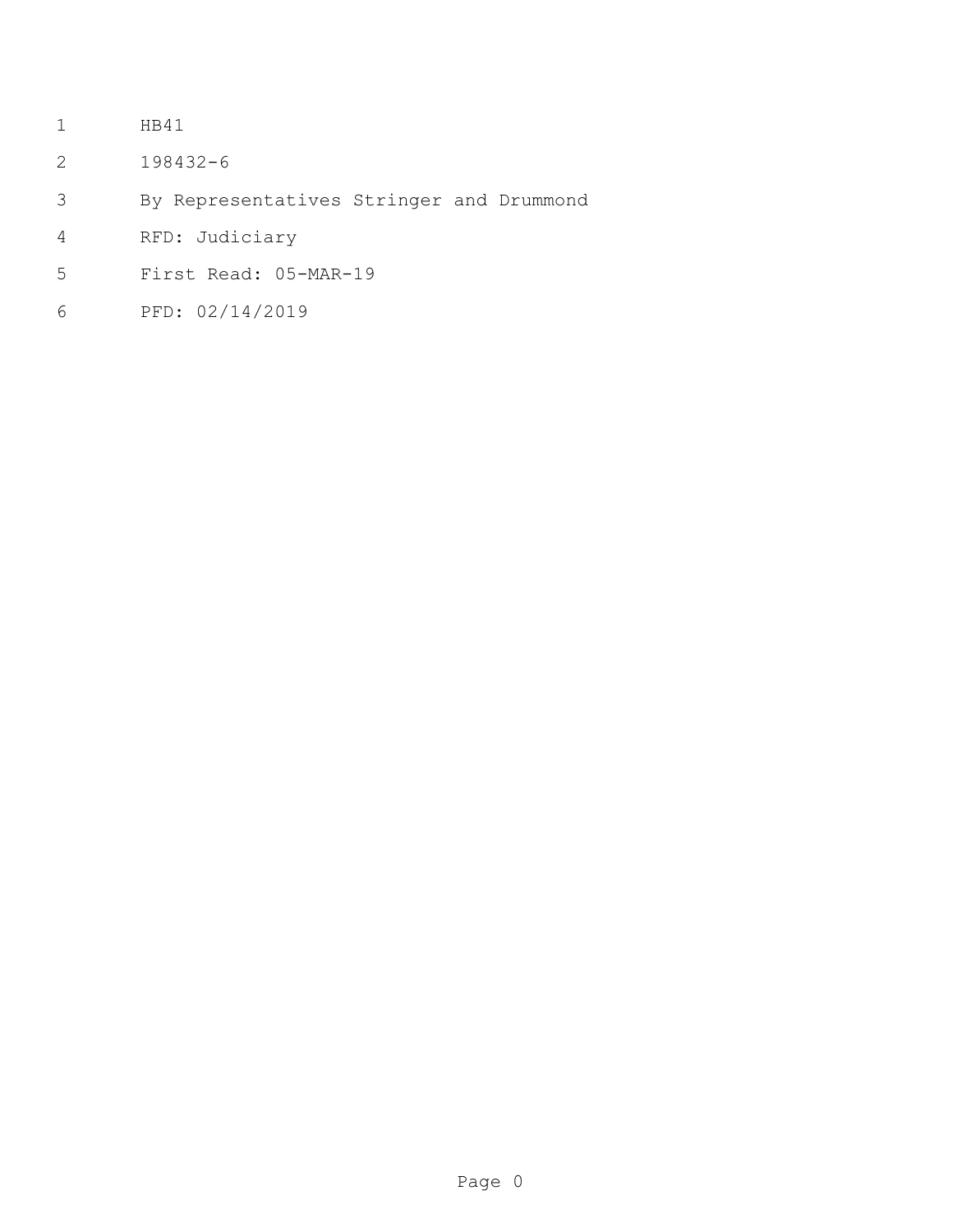HB41

198432-6

By Representatives Stringer and Drummond

RFD: Judiciary

First Read: 05-MAR-19

PFD: 02/14/2019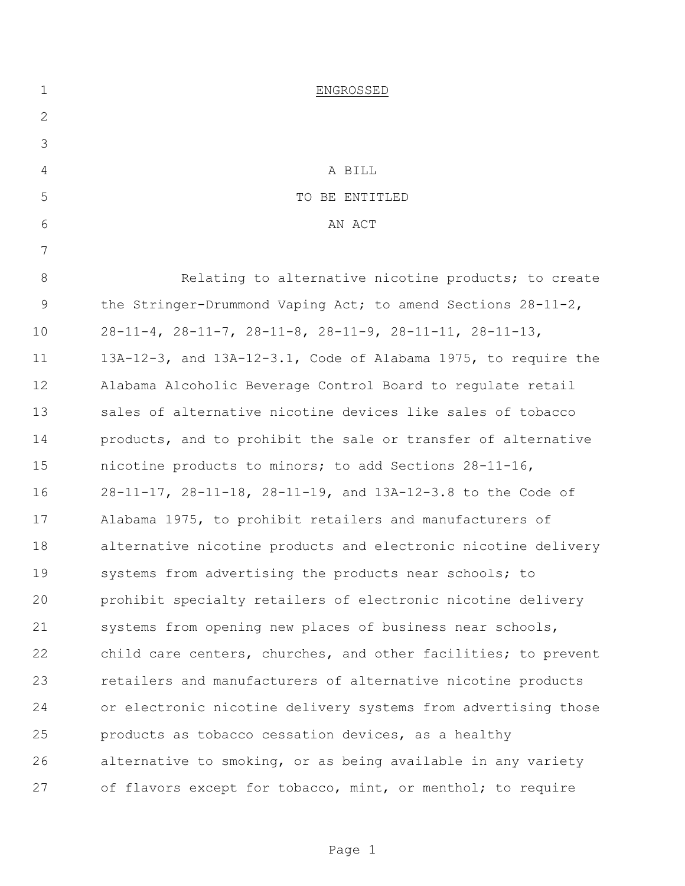ENGROSSED

A BILL

TO BE ENTITLED

AN ACT

Relating to alternative nicotine products; to create the Stringer-Drummond Vaping Act; to amend Sections 28-11-2, 28-11-4, 28-11-7, 28-11-8, 28-11-9, 28-11-11, 28-11-13, 13A-12-3, and 13A-12-3.1, Code of Alabama 1975, to require the Alabama Alcoholic Beverage Control Board to regulate retail sales of alternative nicotine devices like sales of tobacco products, and to prohibit the sale or transfer of alternative nicotine products to minors; to add Sections 28-11-16, 28-11-17, 28-11-18, 28-11-19, and 13A-12-3.8 to the Code of Alabama 1975, to prohibit retailers and manufacturers of alternative nicotine products and electronic nicotine delivery systems from advertising the products near schools; to prohibit specialty retailers of electronic nicotine delivery systems from opening new places of business near schools, child care centers, churches, and other facilities; to prevent retailers and manufacturers of alternative nicotine products or electronic nicotine delivery systems from advertising those products as tobacco cessation devices, as a healthy alternative to smoking, or as being available in any variety of flavors except for tobacco, mint, or menthol; to require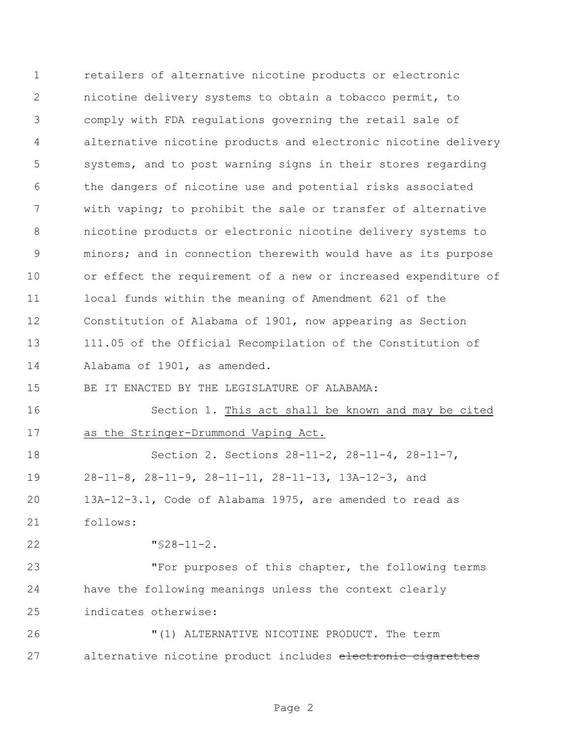retailers of alternative nicotine products or electronic nicotine delivery systems to obtain a tobacco permit, to comply with FDA regulations governing the retail sale of alternative nicotine products and electronic nicotine delivery systems, and to post warning signs in their stores regarding the dangers of nicotine use and potential risks associated with vaping; to prohibit the sale or transfer of alternative nicotine products or electronic nicotine delivery systems to minors; and in connection therewith would have as its purpose or effect the requirement of a new or increased expenditure of local funds within the meaning of Amendment 621 of the Constitution of Alabama of 1901, now appearing as Section 111.05 of the Official Recompilation of the Constitution of Alabama of 1901, as amended.

BE IT ENACTED BY THE LEGISLATURE OF ALABAMA:

Section 1. <u>This act shall be known and may be cited as the Stringer-Drummond Vaping Act.</u>

Section 2. Sections 28-11-2, 28-11-4, 28-11-7, 28-11-8, 28-11-9, 28-11-11, 28-11-13, 13A-12-3, and 13A-12-3.1, Code of Alabama 1975, are amended to read as follows:

"§28-11-2.

"For purposes of this chapter, the following terms have the following meanings unless the context clearly indicates otherwise:

"(1) ALTERNATIVE NICOTINE PRODUCT. The term alternative nicotine product includes ~~electronic cigarettes~~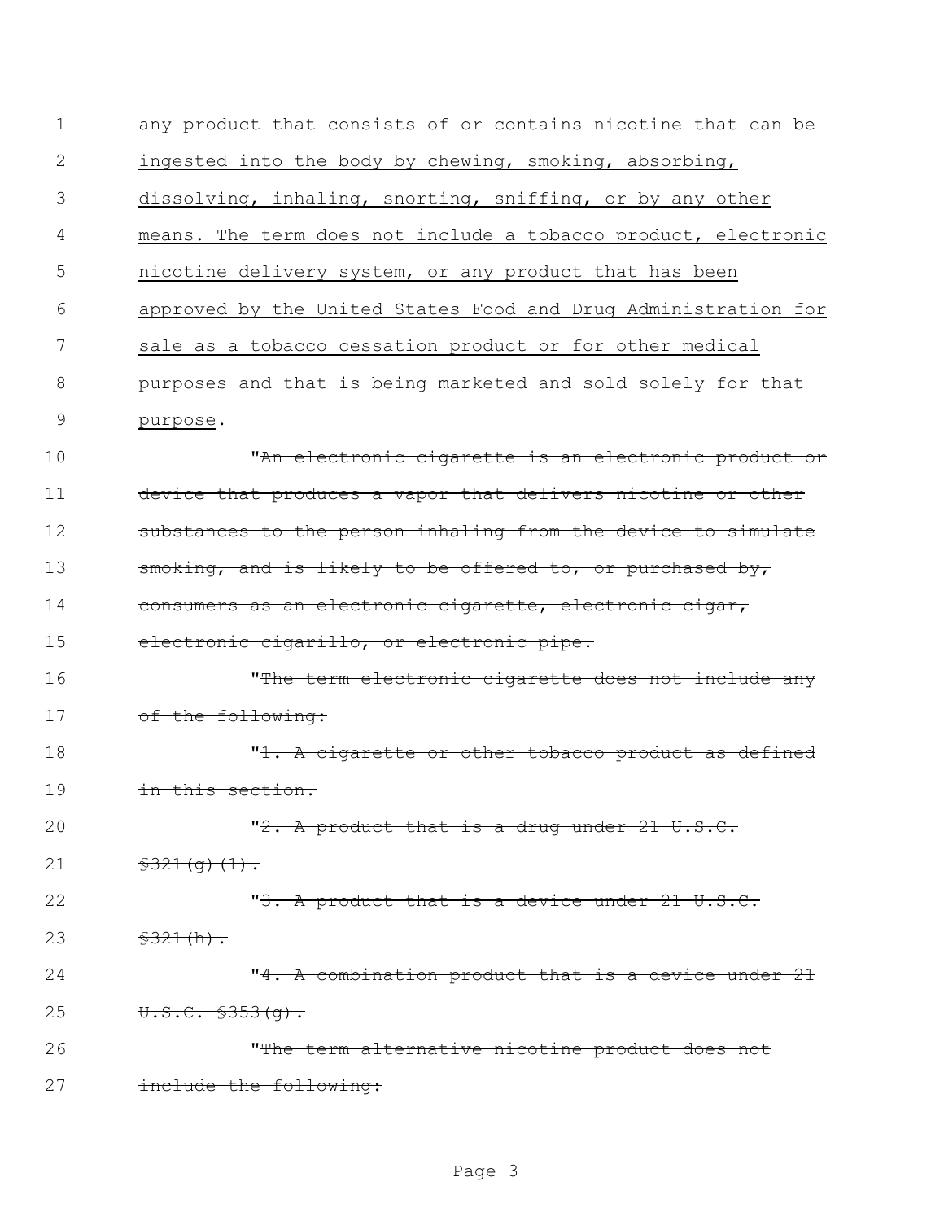any product that consists of or contains nicotine that can be ingested into the body by chewing, smoking, absorbing, dissolving, inhaling, snorting, sniffing, or by any other means. The term does not include a tobacco product, electronic nicotine delivery system, or any product that has been approved by the United States Food and Drug Administration for sale as a tobacco cessation product or for other medical purposes and that is being marketed and sold solely for that purpose.

"~~An electronic cigarette is an electronic product or device that produces a vapor that delivers nicotine or other substances to the person inhaling from the device to simulate smoking, and is likely to be offered to, or purchased by, consumers as an electronic cigarette, electronic cigar, electronic cigarillo, or electronic pipe.~~

"~~The term electronic cigarette does not include any of the following:~~

"~~1. A cigarette or other tobacco product as defined in this section.~~

"~~2. A product that is a drug under 21 U.S.C. §321(g)(1).~~

"~~3. A product that is a device under 21 U.S.C. §321(h).~~

"~~4. A combination product that is a device under 21 U.S.C. §353(g).~~

"~~The term alternative nicotine product does not include the following:~~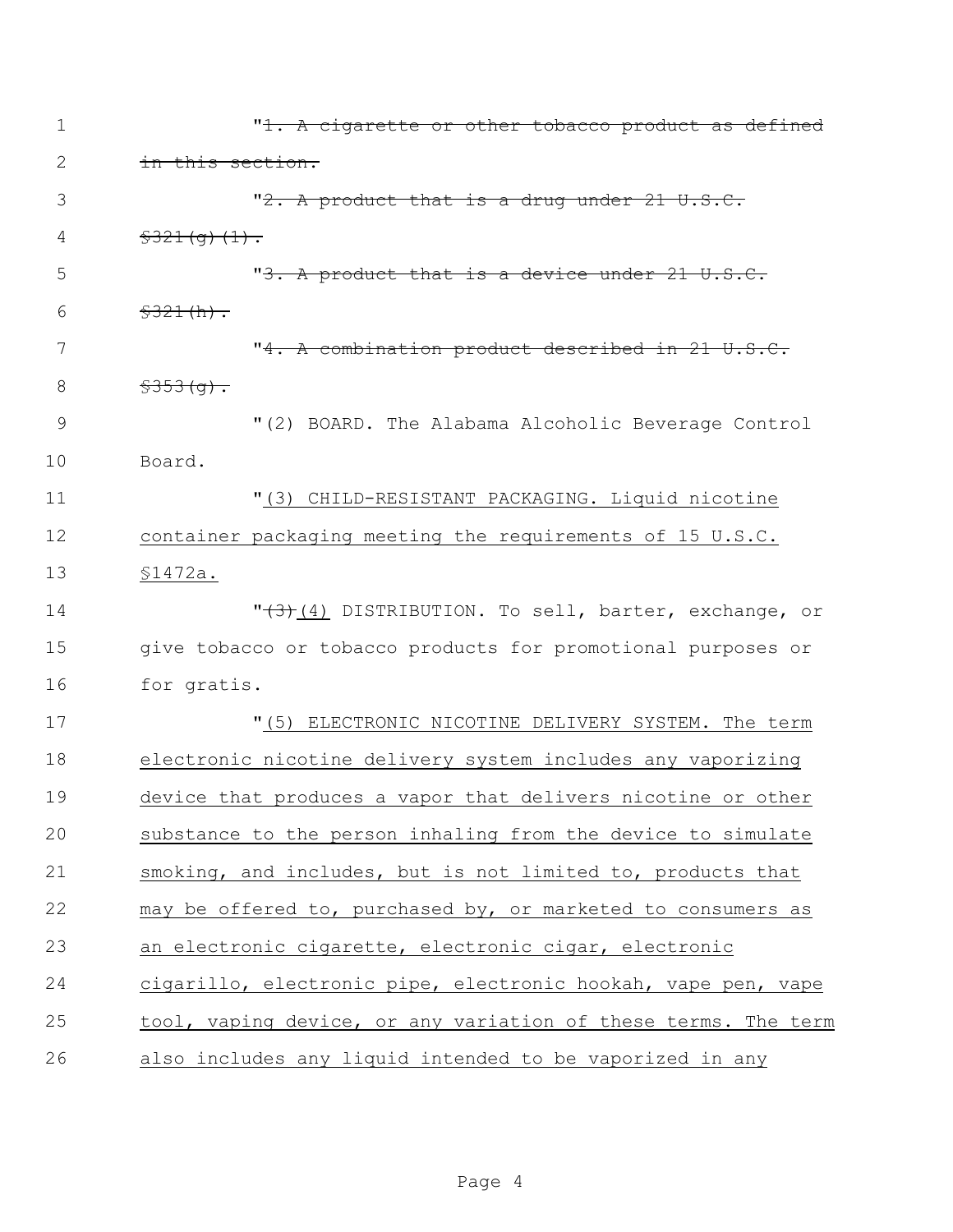"~~1. A cigarette or other tobacco product as defined in this section.~~

"~~2. A product that is a drug under 21 U.S.C. §321(g)(1).~~

"~~3. A product that is a device under 21 U.S.C. §321(h).~~

"~~4. A combination product described in 21 U.S.C. §353(g).~~

"(2) BOARD. The Alabama Alcoholic Beverage Control Board.

"<u>(3) CHILD-RESISTANT PACKAGING. Liquid nicotine container packaging meeting the requirements of 15 U.S.C. §1472a.</u>

"~~(3)~~<u>(4)</u> DISTRIBUTION. To sell, barter, exchange, or give tobacco or tobacco products for promotional purposes or for gratis.

"<u>(5) ELECTRONIC NICOTINE DELIVERY SYSTEM. The term electronic nicotine delivery system includes any vaporizing device that produces a vapor that delivers nicotine or other substance to the person inhaling from the device to simulate smoking, and includes, but is not limited to, products that may be offered to, purchased by, or marketed to consumers as an electronic cigarette, electronic cigar, electronic cigarillo, electronic pipe, electronic hookah, vape pen, vape tool, vaping device, or any variation of these terms. The term also includes any liquid intended to be vaporized in any</u>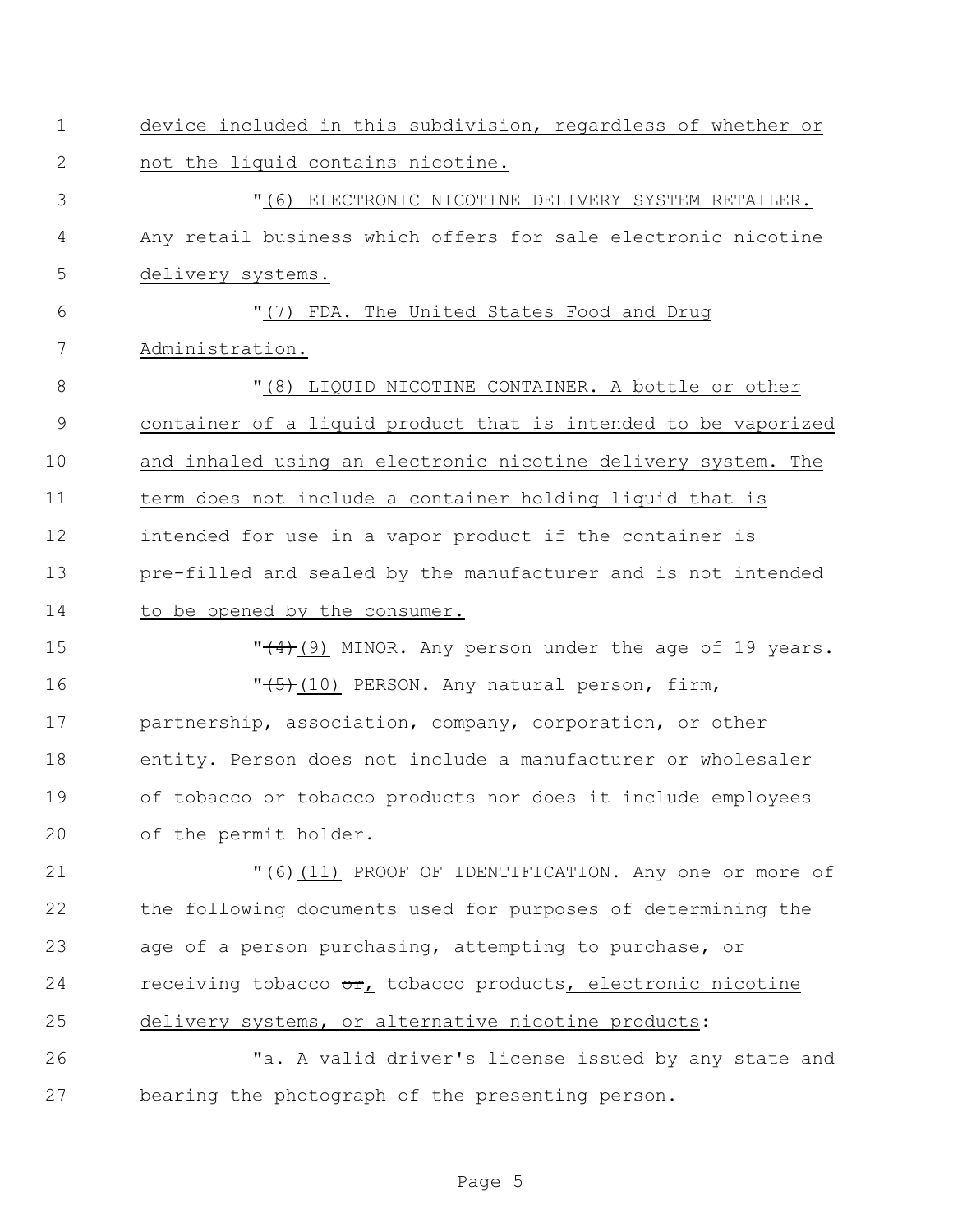device included in this subdivision, regardless of whether or not the liquid contains nicotine.

"(6) ELECTRONIC NICOTINE DELIVERY SYSTEM RETAILER. Any retail business which offers for sale electronic nicotine delivery systems.

"(7) FDA. The United States Food and Drug Administration.

"(8) LIQUID NICOTINE CONTAINER. A bottle or other container of a liquid product that is intended to be vaporized and inhaled using an electronic nicotine delivery system. The term does not include a container holding liquid that is intended for use in a vapor product if the container is pre-filled and sealed by the manufacturer and is not intended to be opened by the consumer.

"~~(4)~~(9) MINOR. Any person under the age of 19 years.

"~~(5)~~(10) PERSON. Any natural person, firm, partnership, association, company, corporation, or other entity. Person does not include a manufacturer or wholesaler of tobacco or tobacco products nor does it include employees of the permit holder.

"~~(6)~~(11) PROOF OF IDENTIFICATION. Any one or more of the following documents used for purposes of determining the age of a person purchasing, attempting to purchase, or receiving tobacco ~~or~~, tobacco products, electronic nicotine delivery systems, or alternative nicotine products:

"a. A valid driver's license issued by any state and bearing the photograph of the presenting person.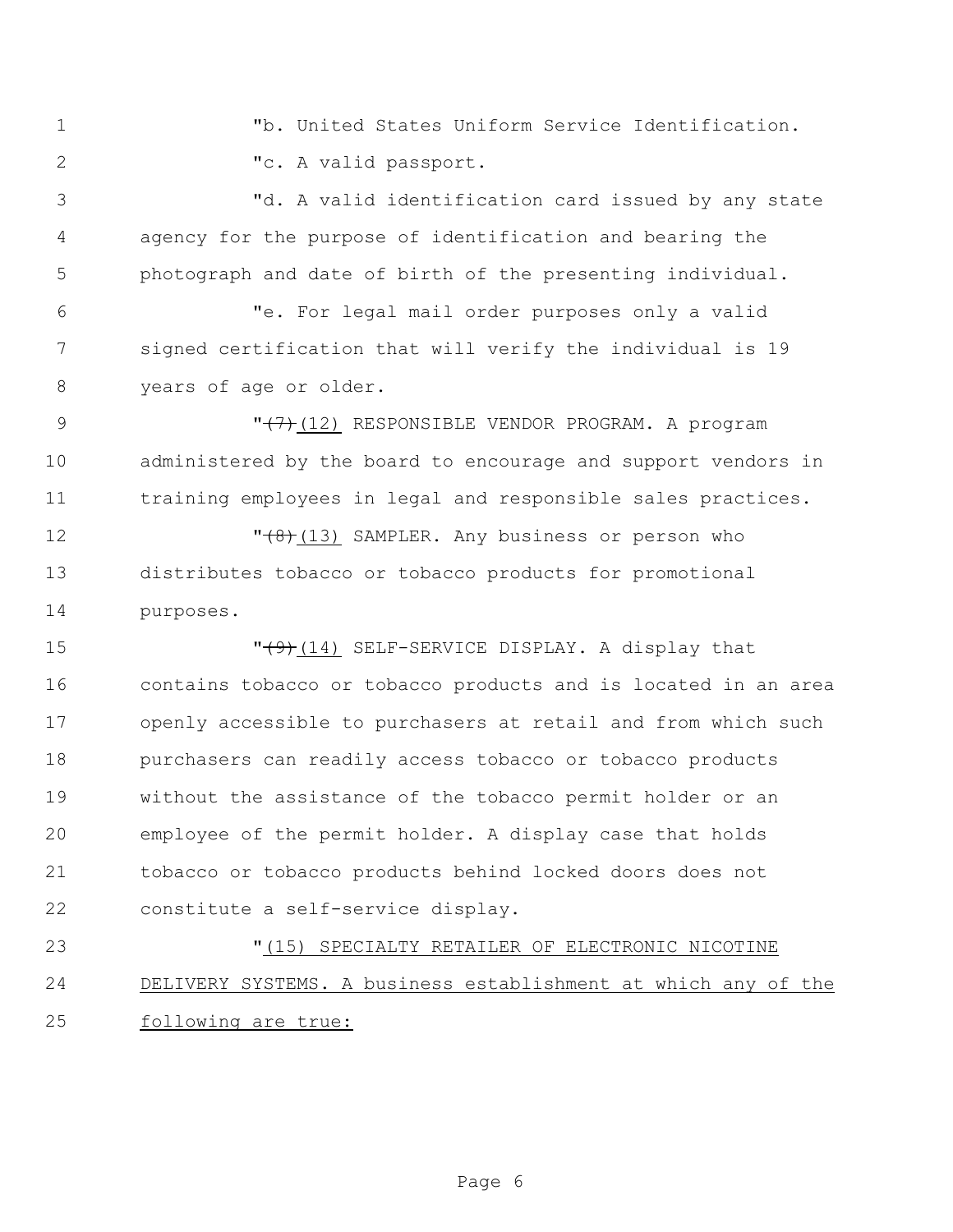"b. United States Uniform Service Identification.

"c. A valid passport.

"d. A valid identification card issued by any state agency for the purpose of identification and bearing the photograph and date of birth of the presenting individual.

"e. For legal mail order purposes only a valid signed certification that will verify the individual is 19 years of age or older.

"~~(7)~~ (12) RESPONSIBLE VENDOR PROGRAM. A program administered by the board to encourage and support vendors in training employees in legal and responsible sales practices.

"~~(8)~~ (13) SAMPLER. Any business or person who distributes tobacco or tobacco products for promotional purposes.

"~~(9)~~ (14) SELF-SERVICE DISPLAY. A display that contains tobacco or tobacco products and is located in an area openly accessible to purchasers at retail and from which such purchasers can readily access tobacco or tobacco products without the assistance of the tobacco permit holder or an employee of the permit holder. A display case that holds tobacco or tobacco products behind locked doors does not constitute a self-service display.

"(15) SPECIALTY RETAILER OF ELECTRONIC NICOTINE DELIVERY SYSTEMS. A business establishment at which any of the following are true: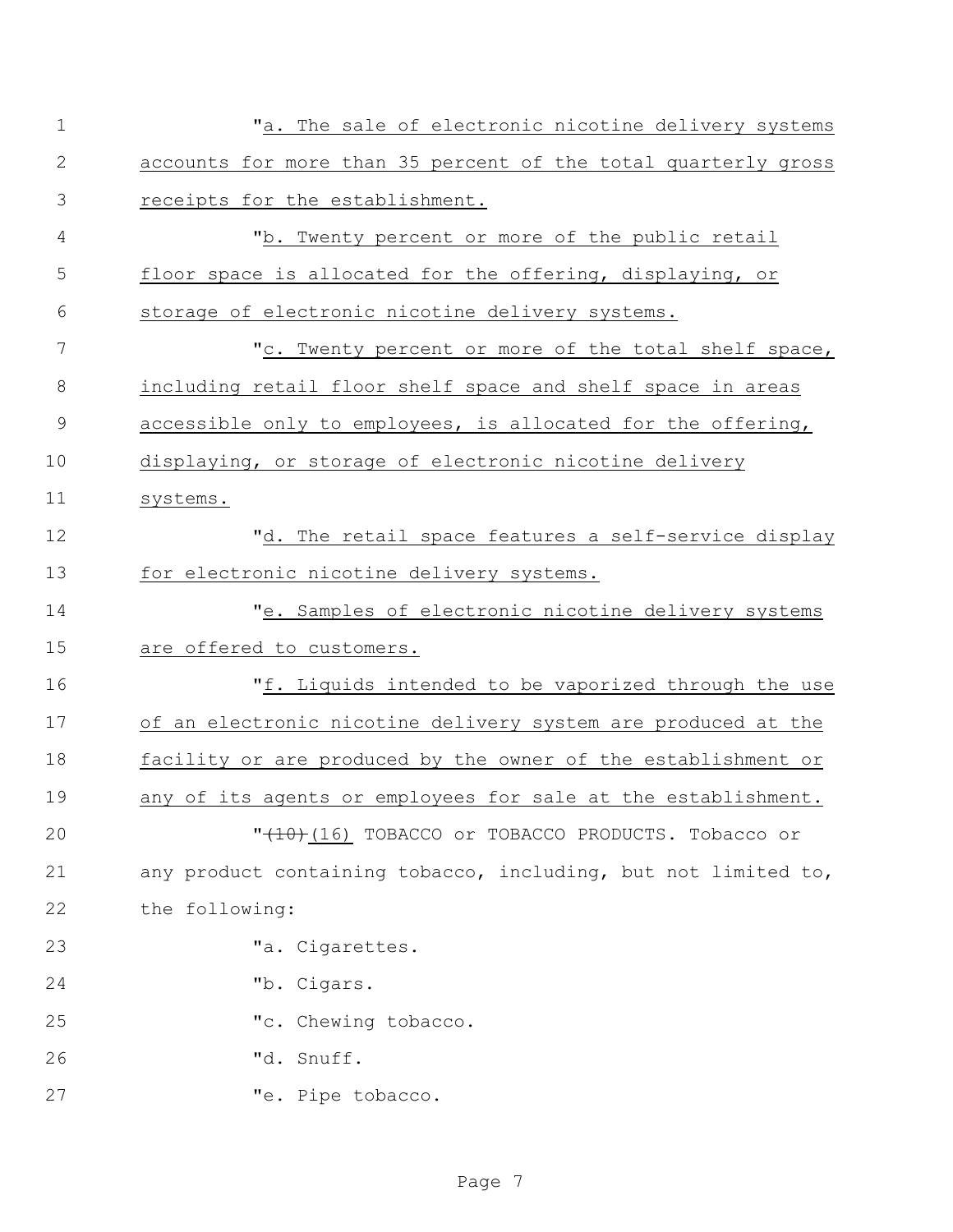"a. The sale of electronic nicotine delivery systems accounts for more than 35 percent of the total quarterly gross receipts for the establishment.

"b. Twenty percent or more of the public retail floor space is allocated for the offering, displaying, or storage of electronic nicotine delivery systems.

"c. Twenty percent or more of the total shelf space, including retail floor shelf space and shelf space in areas accessible only to employees, is allocated for the offering, displaying, or storage of electronic nicotine delivery systems.

"d. The retail space features a self-service display for electronic nicotine delivery systems.

"e. Samples of electronic nicotine delivery systems are offered to customers.

"f. Liquids intended to be vaporized through the use of an electronic nicotine delivery system are produced at the facility or are produced by the owner of the establishment or any of its agents or employees for sale at the establishment.

"~~(10)~~(16) TOBACCO or TOBACCO PRODUCTS. Tobacco or any product containing tobacco, including, but not limited to, the following:

"a. Cigarettes.

"b. Cigars.

"c. Chewing tobacco.

"d. Snuff.

"e. Pipe tobacco.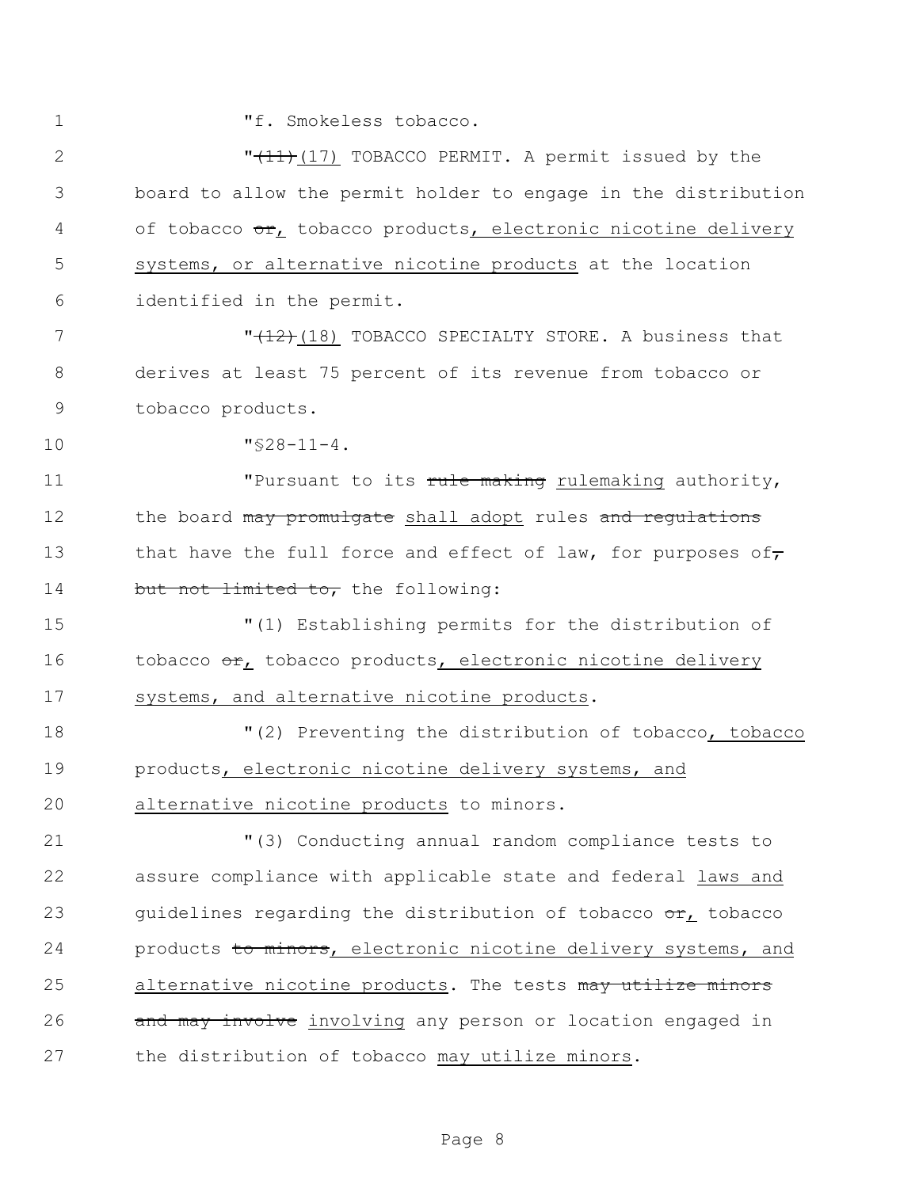"f. Smokeless tobacco.

"~~(11)~~<u>(17)</u> TOBACCO PERMIT. A permit issued by the board to allow the permit holder to engage in the distribution of tobacco ~~or~~<u>,</u> tobacco products<u>, electronic nicotine delivery systems, or alternative nicotine products</u> at the location identified in the permit.

"~~(12)~~<u>(18)</u> TOBACCO SPECIALTY STORE. A business that derives at least 75 percent of its revenue from tobacco or tobacco products.

"§28-11-4.

"Pursuant to its ~~rule making~~ <u>rulemaking</u> authority, the board ~~may promulgate~~ <u>shall adopt</u> rules ~~and regulations~~ that have the full force and effect of law, for purposes of~~, but not limited to,~~ the following:

"(1) Establishing permits for the distribution of tobacco ~~or~~<u>,</u> tobacco products<u>, electronic nicotine delivery systems, and alternative nicotine products</u>.

"(2) Preventing the distribution of tobacco<u>, tobacco products, electronic nicotine delivery systems, and alternative nicotine products</u> to minors.

"(3) Conducting annual random compliance tests to assure compliance with applicable state and federal <u>laws and</u> guidelines regarding the distribution of tobacco ~~or~~<u>,</u> tobacco products ~~to minors~~<u>, electronic nicotine delivery systems, and alternative nicotine products</u>. The tests ~~may utilize minors and may involve~~ <u>involving</u> any person or location engaged in the distribution of tobacco <u>may utilize minors</u>.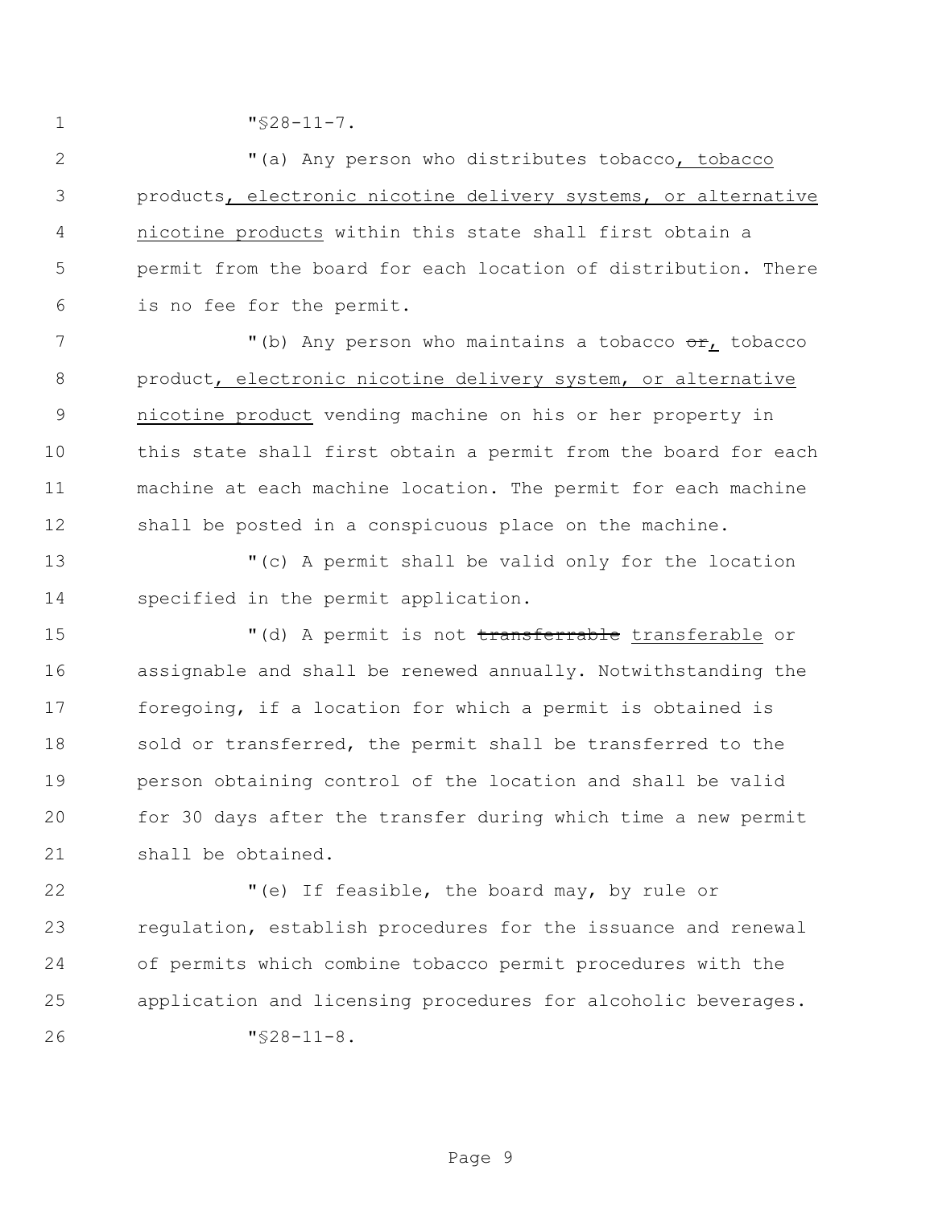"§28-11-7.

"(a) Any person who distributes tobacco, tobacco products, electronic nicotine delivery systems, or alternative nicotine products within this state shall first obtain a permit from the board for each location of distribution. There is no fee for the permit.

"(b) Any person who maintains a tobacco ~~or~~, tobacco product, electronic nicotine delivery system, or alternative nicotine product vending machine on his or her property in this state shall first obtain a permit from the board for each machine at each machine location. The permit for each machine shall be posted in a conspicuous place on the machine.

"(c) A permit shall be valid only for the location specified in the permit application.

"(d) A permit is not ~~transferrable~~ transferable or assignable and shall be renewed annually. Notwithstanding the foregoing, if a location for which a permit is obtained is sold or transferred, the permit shall be transferred to the person obtaining control of the location and shall be valid for 30 days after the transfer during which time a new permit shall be obtained.

"(e) If feasible, the board may, by rule or regulation, establish procedures for the issuance and renewal of permits which combine tobacco permit procedures with the application and licensing procedures for alcoholic beverages.

"§28-11-8.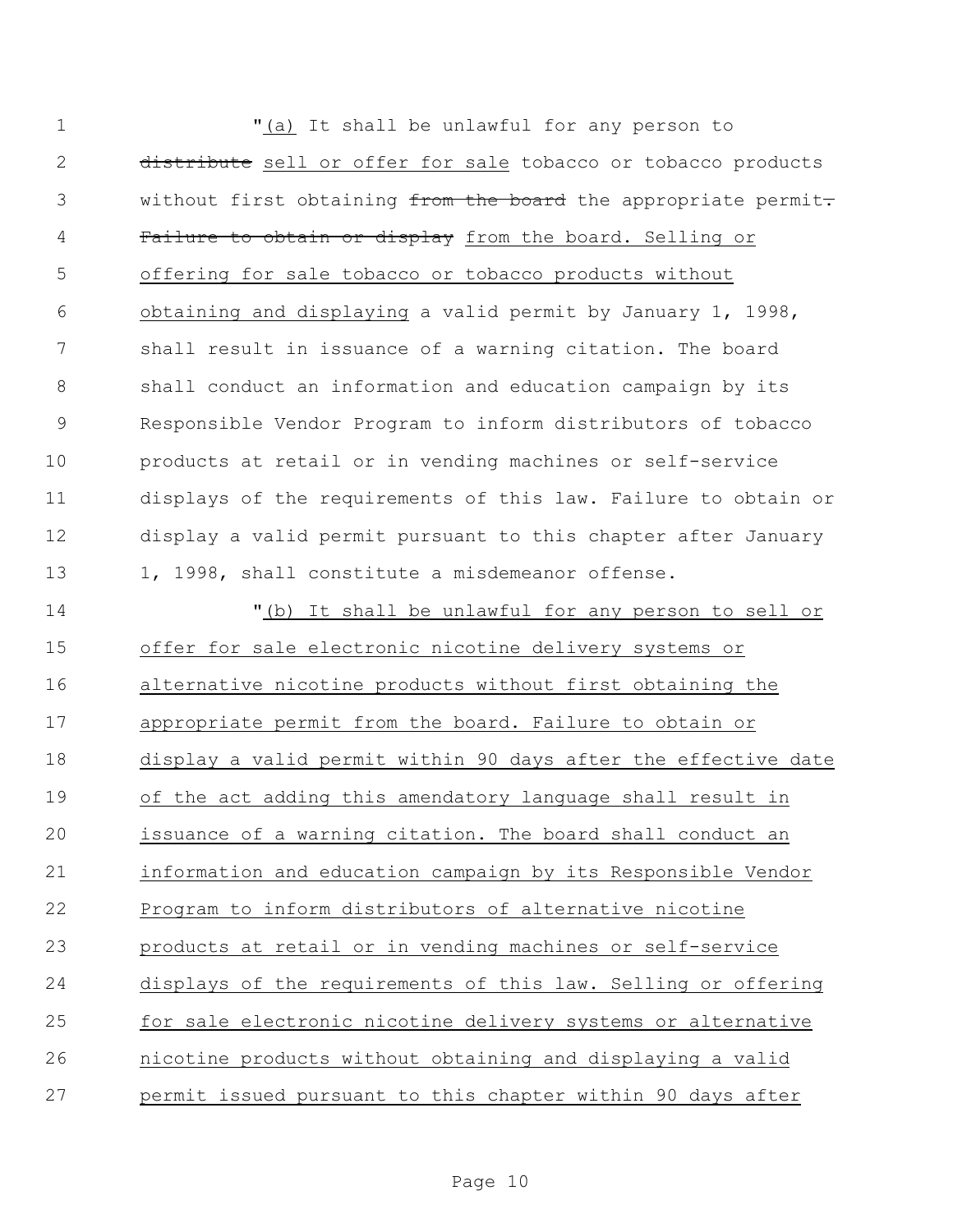"(a) It shall be unlawful for any person to ~~distribute~~ sell or offer for sale tobacco or tobacco products without first obtaining ~~from the board~~ the appropriate permit~~.~~ ~~Failure to obtain or display~~ from the board. Selling or offering for sale tobacco or tobacco products without obtaining and displaying a valid permit by January 1, 1998, shall result in issuance of a warning citation. The board shall conduct an information and education campaign by its Responsible Vendor Program to inform distributors of tobacco products at retail or in vending machines or self-service displays of the requirements of this law. Failure to obtain or display a valid permit pursuant to this chapter after January 1, 1998, shall constitute a misdemeanor offense.

"(b) It shall be unlawful for any person to sell or offer for sale electronic nicotine delivery systems or alternative nicotine products without first obtaining the appropriate permit from the board. Failure to obtain or display a valid permit within 90 days after the effective date of the act adding this amendatory language shall result in issuance of a warning citation. The board shall conduct an information and education campaign by its Responsible Vendor Program to inform distributors of alternative nicotine products at retail or in vending machines or self-service displays of the requirements of this law. Selling or offering for sale electronic nicotine delivery systems or alternative nicotine products without obtaining and displaying a valid permit issued pursuant to this chapter within 90 days after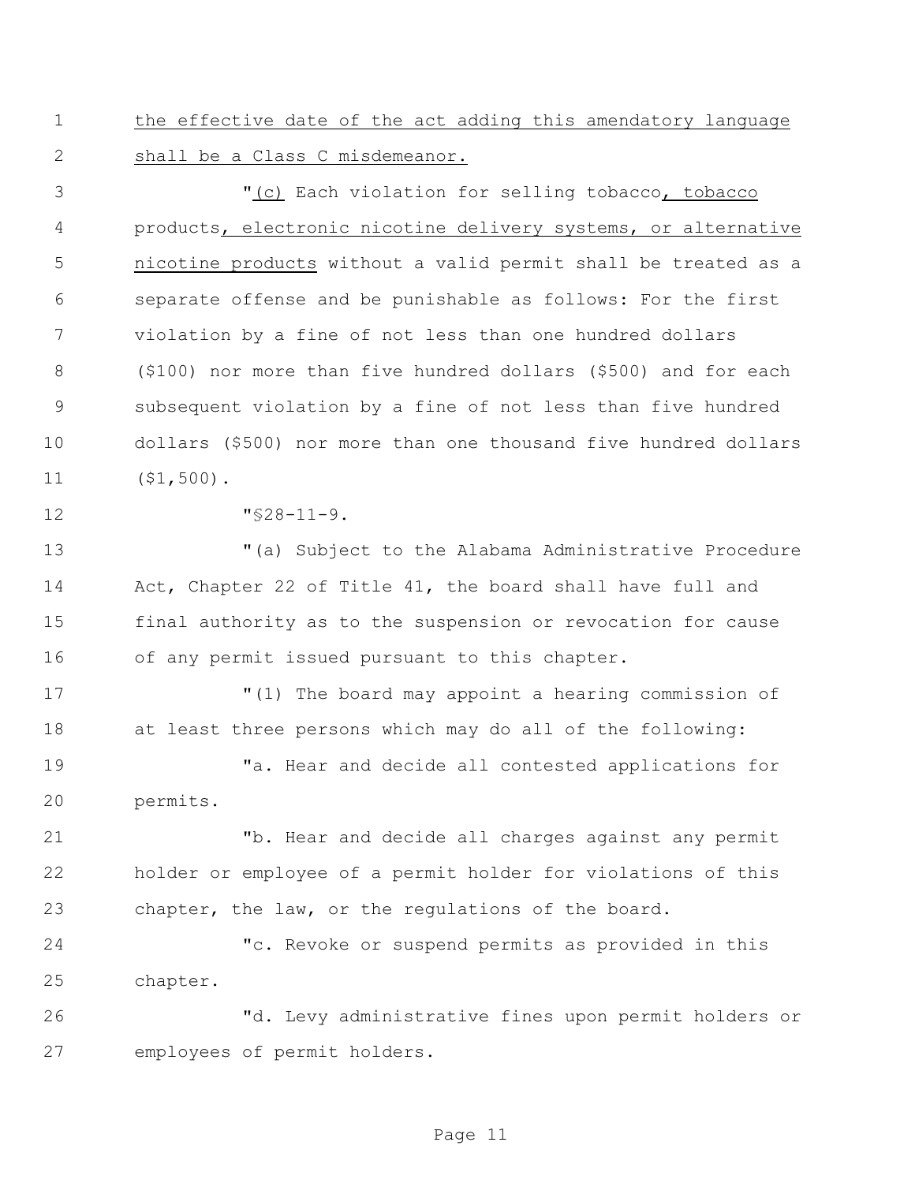the effective date of the act adding this amendatory language shall be a Class C misdemeanor.

"(c) Each violation for selling tobacco, tobacco products, electronic nicotine delivery systems, or alternative nicotine products without a valid permit shall be treated as a separate offense and be punishable as follows: For the first violation by a fine of not less than one hundred dollars ($100) nor more than five hundred dollars ($500) and for each subsequent violation by a fine of not less than five hundred dollars ($500) nor more than one thousand five hundred dollars ($1,500).

"§28-11-9.

"(a) Subject to the Alabama Administrative Procedure Act, Chapter 22 of Title 41, the board shall have full and final authority as to the suspension or revocation for cause of any permit issued pursuant to this chapter.

"(1) The board may appoint a hearing commission of at least three persons which may do all of the following:

"a. Hear and decide all contested applications for permits.

"b. Hear and decide all charges against any permit holder or employee of a permit holder for violations of this chapter, the law, or the regulations of the board.

"c. Revoke or suspend permits as provided in this chapter.

"d. Levy administrative fines upon permit holders or employees of permit holders.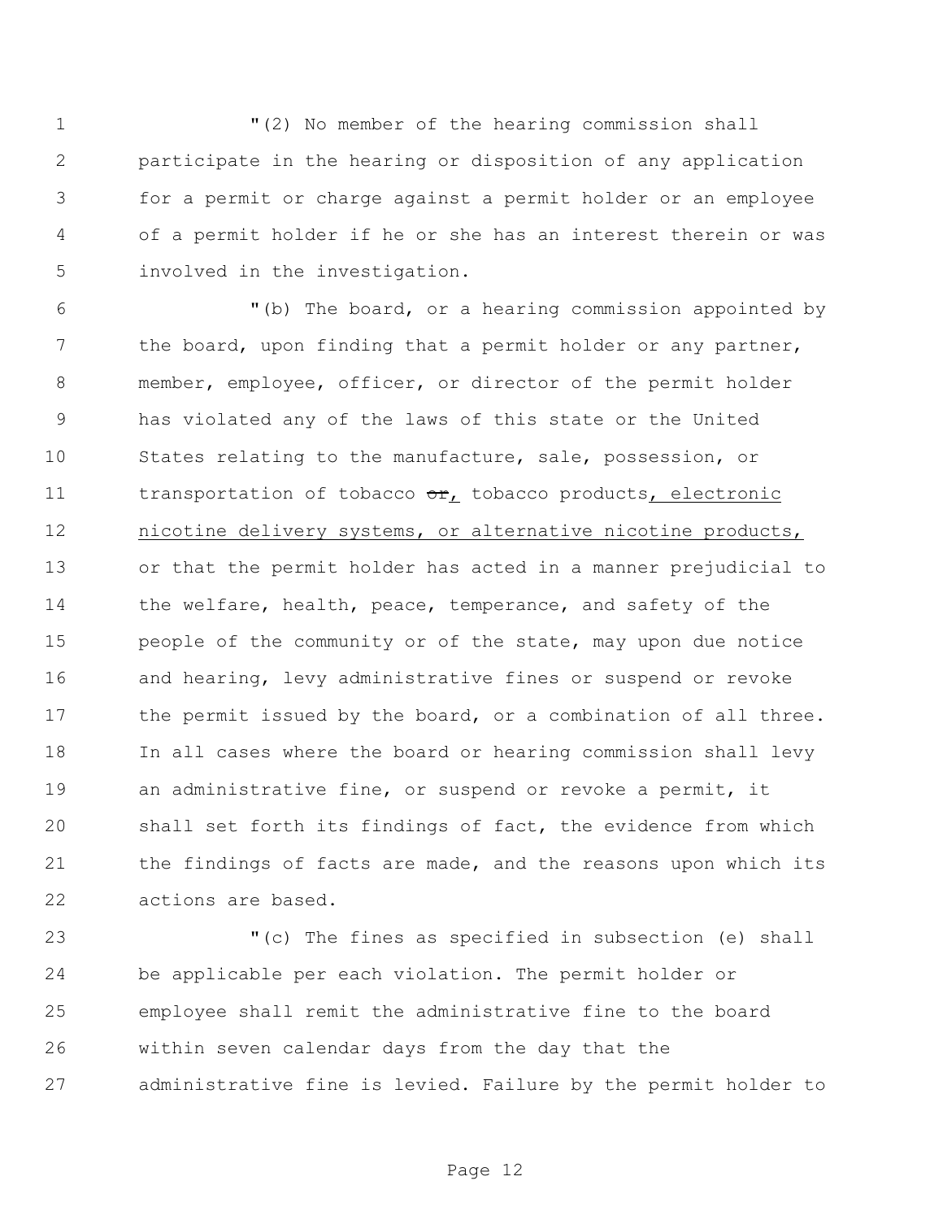"(2) No member of the hearing commission shall participate in the hearing or disposition of any application for a permit or charge against a permit holder or an employee of a permit holder if he or she has an interest therein or was involved in the investigation.

"(b) The board, or a hearing commission appointed by the board, upon finding that a permit holder or any partner, member, employee, officer, or director of the permit holder has violated any of the laws of this state or the United States relating to the manufacture, sale, possession, or transportation of tobacco ~~or~~, tobacco products, electronic nicotine delivery systems, or alternative nicotine products, or that the permit holder has acted in a manner prejudicial to the welfare, health, peace, temperance, and safety of the people of the community or of the state, may upon due notice and hearing, levy administrative fines or suspend or revoke the permit issued by the board, or a combination of all three. In all cases where the board or hearing commission shall levy an administrative fine, or suspend or revoke a permit, it shall set forth its findings of fact, the evidence from which the findings of facts are made, and the reasons upon which its actions are based.

"(c) The fines as specified in subsection (e) shall be applicable per each violation. The permit holder or employee shall remit the administrative fine to the board within seven calendar days from the day that the administrative fine is levied. Failure by the permit holder to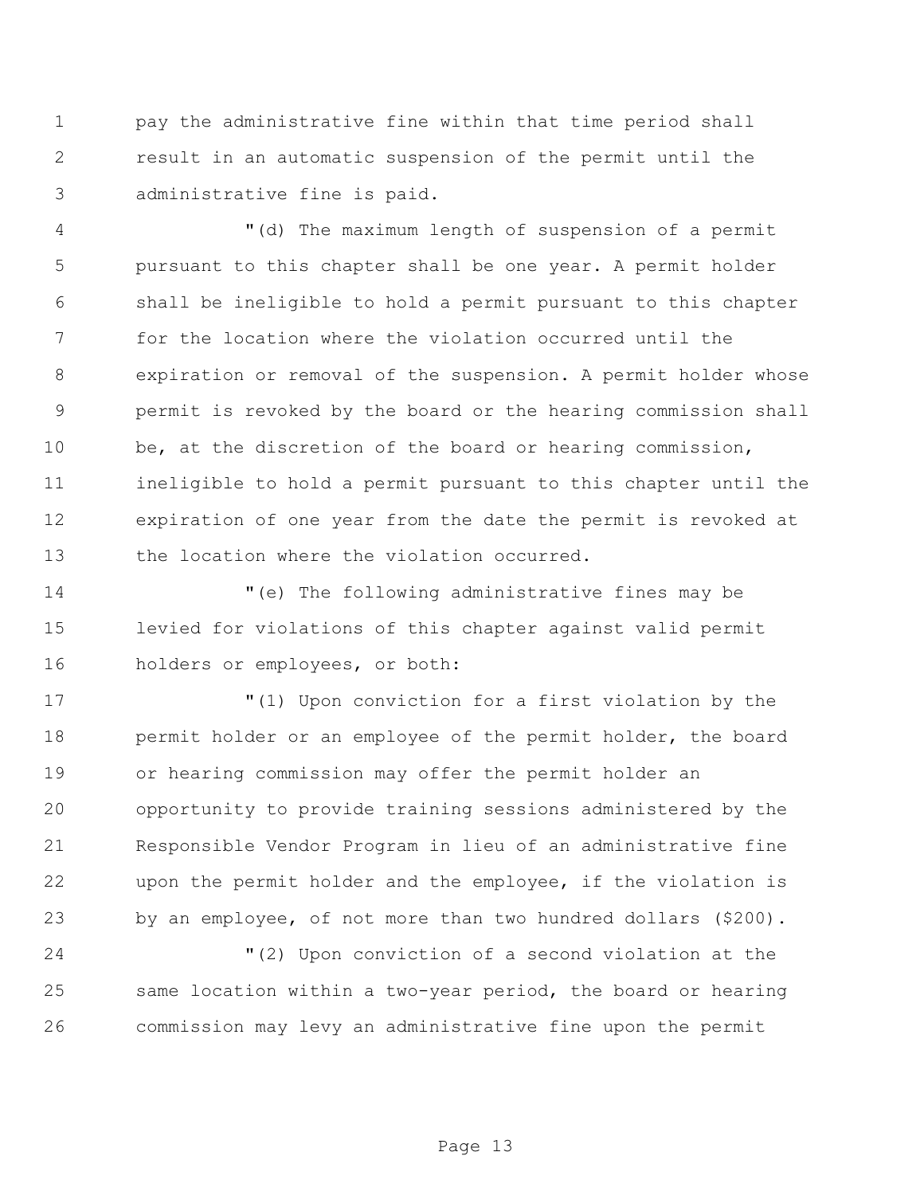pay the administrative fine within that time period shall result in an automatic suspension of the permit until the administrative fine is paid.

"(d) The maximum length of suspension of a permit pursuant to this chapter shall be one year. A permit holder shall be ineligible to hold a permit pursuant to this chapter for the location where the violation occurred until the expiration or removal of the suspension. A permit holder whose permit is revoked by the board or the hearing commission shall be, at the discretion of the board or hearing commission, ineligible to hold a permit pursuant to this chapter until the expiration of one year from the date the permit is revoked at the location where the violation occurred.

"(e) The following administrative fines may be levied for violations of this chapter against valid permit holders or employees, or both:

"(1) Upon conviction for a first violation by the permit holder or an employee of the permit holder, the board or hearing commission may offer the permit holder an opportunity to provide training sessions administered by the Responsible Vendor Program in lieu of an administrative fine upon the permit holder and the employee, if the violation is by an employee, of not more than two hundred dollars ($200).

"(2) Upon conviction of a second violation at the same location within a two-year period, the board or hearing commission may levy an administrative fine upon the permit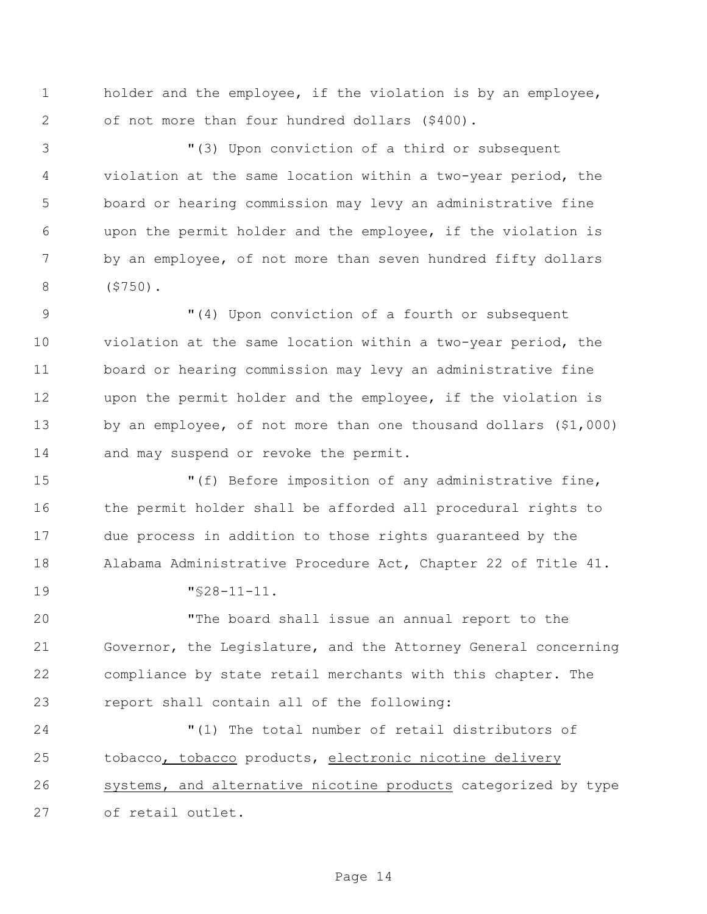holder and the employee, if the violation is by an employee, of not more than four hundred dollars ($400).

"(3) Upon conviction of a third or subsequent violation at the same location within a two-year period, the board or hearing commission may levy an administrative fine upon the permit holder and the employee, if the violation is by an employee, of not more than seven hundred fifty dollars ($750).

"(4) Upon conviction of a fourth or subsequent violation at the same location within a two-year period, the board or hearing commission may levy an administrative fine upon the permit holder and the employee, if the violation is by an employee, of not more than one thousand dollars ($1,000) and may suspend or revoke the permit.

"(f) Before imposition of any administrative fine, the permit holder shall be afforded all procedural rights to due process in addition to those rights guaranteed by the Alabama Administrative Procedure Act, Chapter 22 of Title 41.

"§28-11-11.

"The board shall issue an annual report to the Governor, the Legislature, and the Attorney General concerning compliance by state retail merchants with this chapter. The report shall contain all of the following:

"(1) The total number of retail distributors of tobacco<u>, tobacco</u> products, <u>electronic nicotine delivery systems, and alternative nicotine products</u> categorized by type of retail outlet.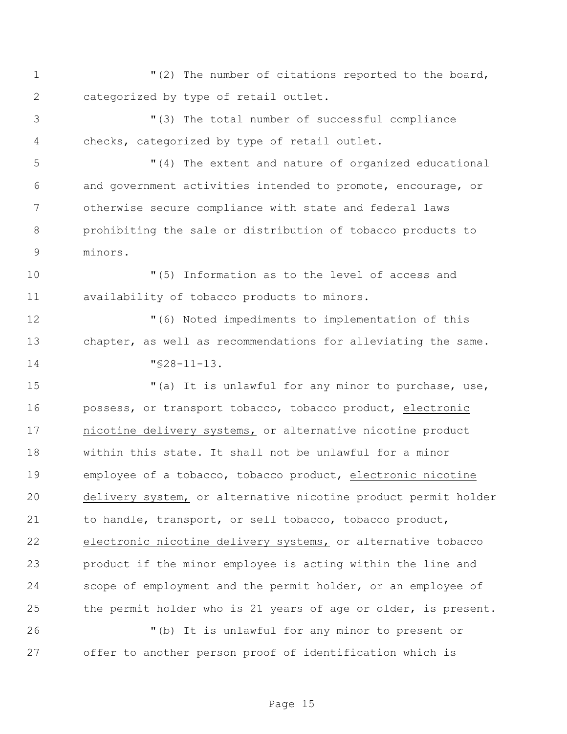"(2) The number of citations reported to the board, categorized by type of retail outlet.

"(3) The total number of successful compliance checks, categorized by type of retail outlet.

"(4) The extent and nature of organized educational and government activities intended to promote, encourage, or otherwise secure compliance with state and federal laws prohibiting the sale or distribution of tobacco products to minors.

"(5) Information as to the level of access and availability of tobacco products to minors.

"(6) Noted impediments to implementation of this chapter, as well as recommendations for alleviating the same.

"§28-11-13.

"(a) It is unlawful for any minor to purchase, use, possess, or transport tobacco, tobacco product, <u>electronic nicotine delivery systems,</u> or alternative nicotine product within this state. It shall not be unlawful for a minor employee of a tobacco, tobacco product, <u>electronic nicotine delivery system,</u> or alternative nicotine product permit holder to handle, transport, or sell tobacco, tobacco product, <u>electronic nicotine delivery systems,</u> or alternative tobacco product if the minor employee is acting within the line and scope of employment and the permit holder, or an employee of the permit holder who is 21 years of age or older, is present.

"(b) It is unlawful for any minor to present or offer to another person proof of identification which is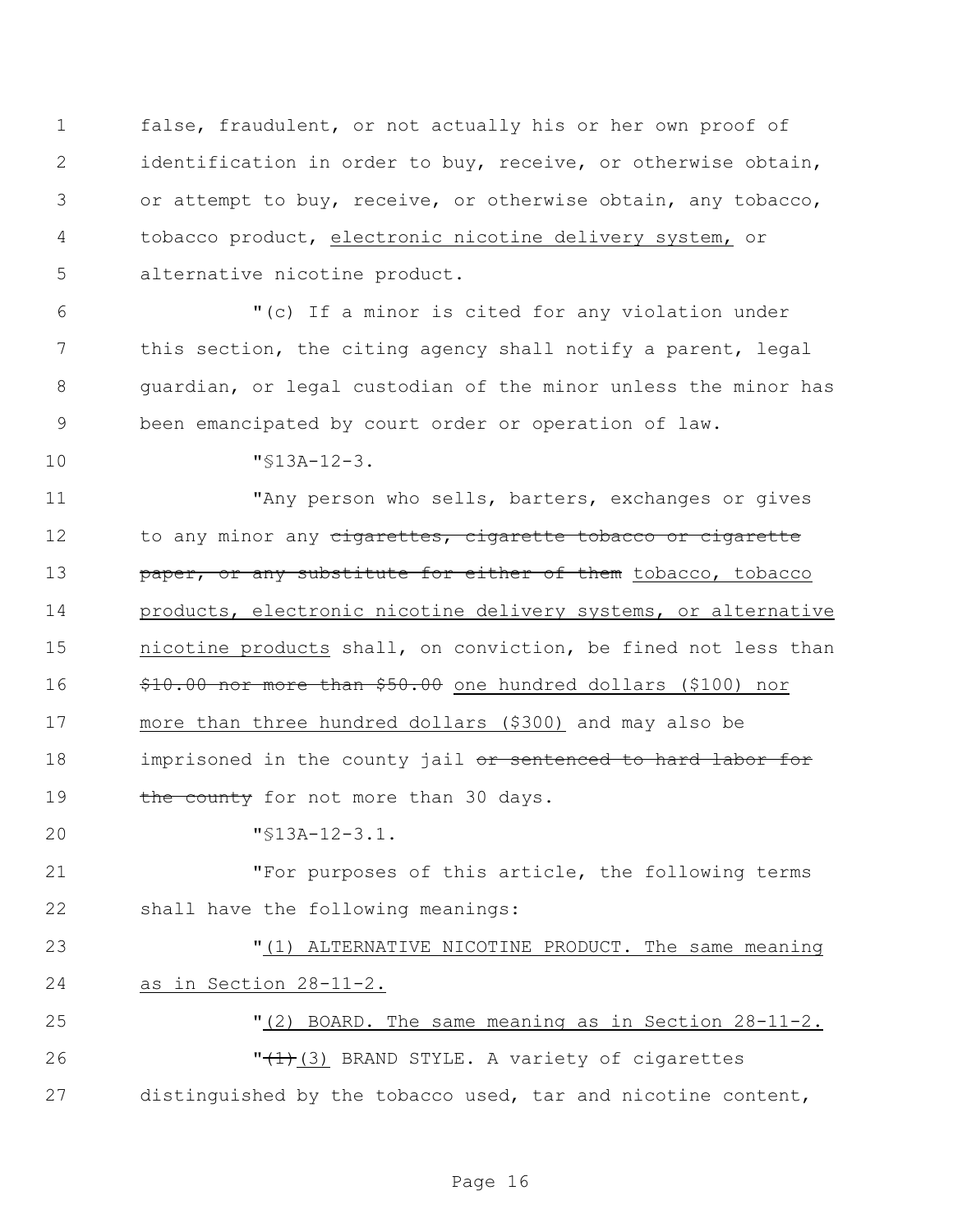false, fraudulent, or not actually his or her own proof of identification in order to buy, receive, or otherwise obtain, or attempt to buy, receive, or otherwise obtain, any tobacco, tobacco product, <u>electronic nicotine delivery system,</u> or alternative nicotine product.

"(c) If a minor is cited for any violation under this section, the citing agency shall notify a parent, legal guardian, or legal custodian of the minor unless the minor has been emancipated by court order or operation of law.

"§13A-12-3.

"Any person who sells, barters, exchanges or gives to any minor any ~~cigarettes, cigarette tobacco or cigarette paper, or any substitute for either of them~~ <u>tobacco, tobacco products, electronic nicotine delivery systems, or alternative nicotine products</u> shall, on conviction, be fined not less than ~~$10.00 nor more than $50.00~~ <u>one hundred dollars ($100) nor more than three hundred dollars ($300)</u> and may also be imprisoned in the county jail ~~or sentenced to hard labor for the county~~ for not more than 30 days.

"§13A-12-3.1.

"For purposes of this article, the following terms shall have the following meanings:

"<u>(1) ALTERNATIVE NICOTINE PRODUCT. The same meaning as in Section 28-11-2.</u>

"<u>(2) BOARD. The same meaning as in Section 28-11-2.</u>

"~~(1)~~<u>(3)</u> BRAND STYLE. A variety of cigarettes distinguished by the tobacco used, tar and nicotine content,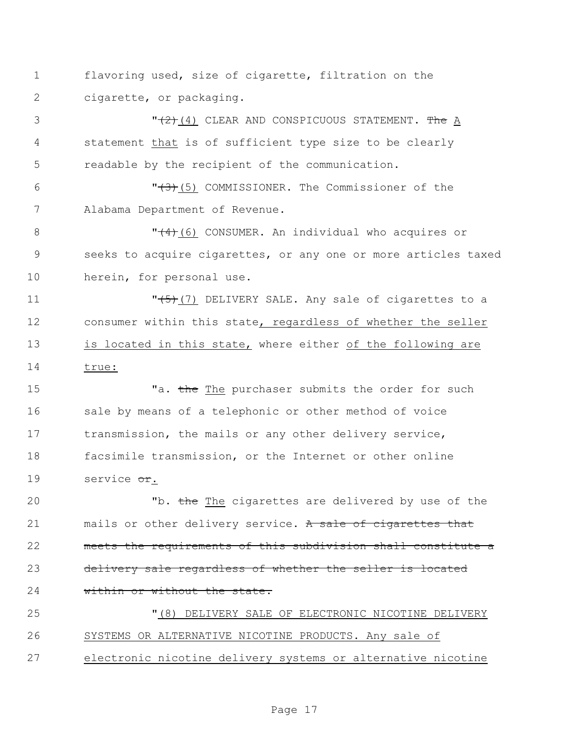flavoring used, size of cigarette, filtration on the cigarette, or packaging.

"~~(2)~~ (4) CLEAR AND CONSPICUOUS STATEMENT. ~~The~~ A statement that is of sufficient type size to be clearly readable by the recipient of the communication.

"~~(3)~~ (5) COMMISSIONER. The Commissioner of the Alabama Department of Revenue.

"~~(4)~~ (6) CONSUMER. An individual who acquires or seeks to acquire cigarettes, or any one or more articles taxed herein, for personal use.

"~~(5)~~ (7) DELIVERY SALE. Any sale of cigarettes to a consumer within this state, regardless of whether the seller is located in this state, where either of the following are true:

"a. ~~the~~ The purchaser submits the order for such sale by means of a telephonic or other method of voice transmission, the mails or any other delivery service, facsimile transmission, or the Internet or other online service ~~or~~.

"b. ~~the~~ The cigarettes are delivered by use of the mails or other delivery service. ~~A sale of cigarettes that meets the requirements of this subdivision shall constitute a delivery sale regardless of whether the seller is located within or without the state.~~

"(8) DELIVERY SALE OF ELECTRONIC NICOTINE DELIVERY SYSTEMS OR ALTERNATIVE NICOTINE PRODUCTS. Any sale of electronic nicotine delivery systems or alternative nicotine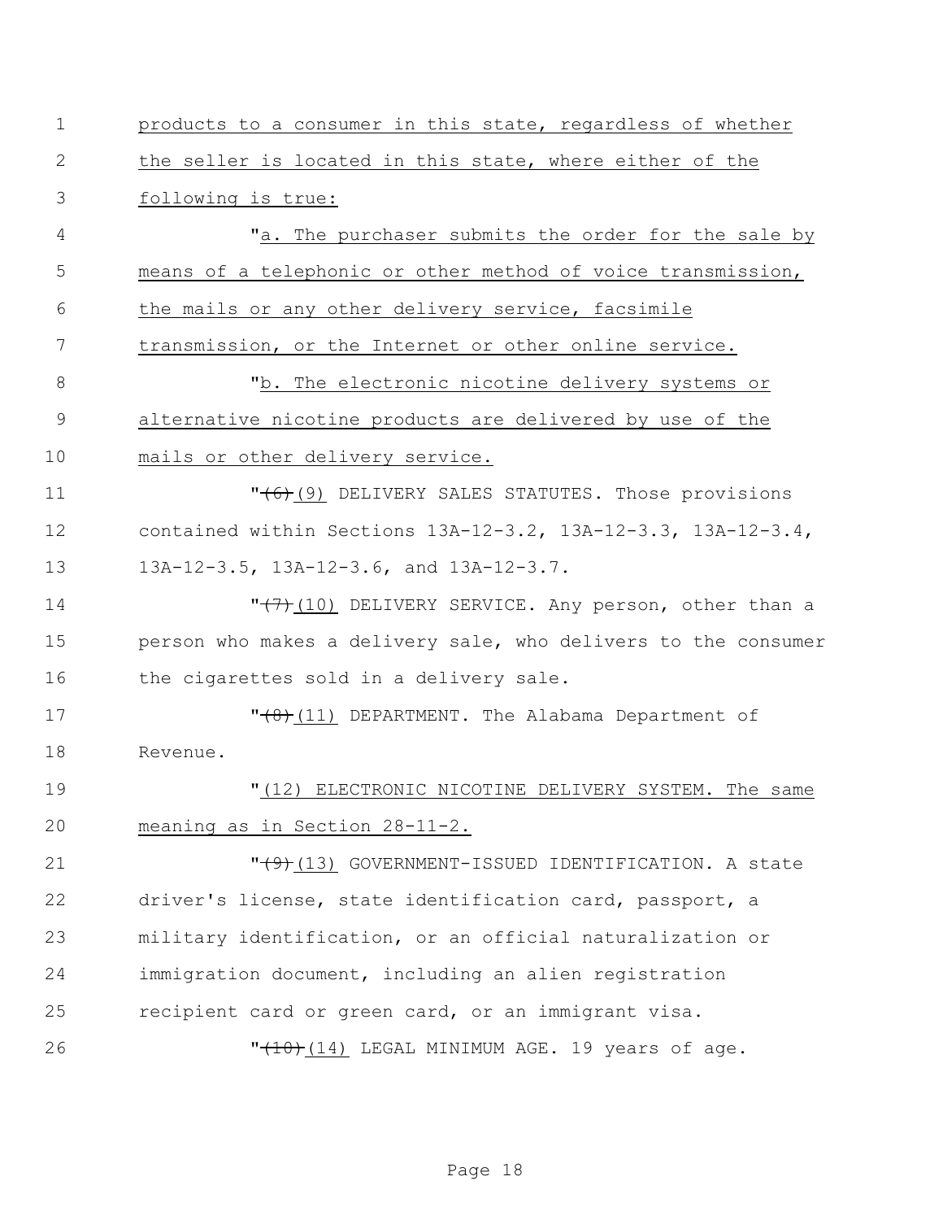products to a consumer in this state, regardless of whether the seller is located in this state, where either of the following is true:

"a. The purchaser submits the order for the sale by means of a telephonic or other method of voice transmission, the mails or any other delivery service, facsimile transmission, or the Internet or other online service.

"b. The electronic nicotine delivery systems or alternative nicotine products are delivered by use of the mails or other delivery service.

"~~(6)~~(9) DELIVERY SALES STATUTES. Those provisions contained within Sections 13A-12-3.2, 13A-12-3.3, 13A-12-3.4, 13A-12-3.5, 13A-12-3.6, and 13A-12-3.7.

"~~(7)~~(10) DELIVERY SERVICE. Any person, other than a person who makes a delivery sale, who delivers to the consumer the cigarettes sold in a delivery sale.

"~~(8)~~(11) DEPARTMENT. The Alabama Department of Revenue.

"(12) ELECTRONIC NICOTINE DELIVERY SYSTEM. The same meaning as in Section 28-11-2.

"~~(9)~~(13) GOVERNMENT-ISSUED IDENTIFICATION. A state driver's license, state identification card, passport, a military identification, or an official naturalization or immigration document, including an alien registration recipient card or green card, or an immigrant visa.

"~~(10)~~(14) LEGAL MINIMUM AGE. 19 years of age.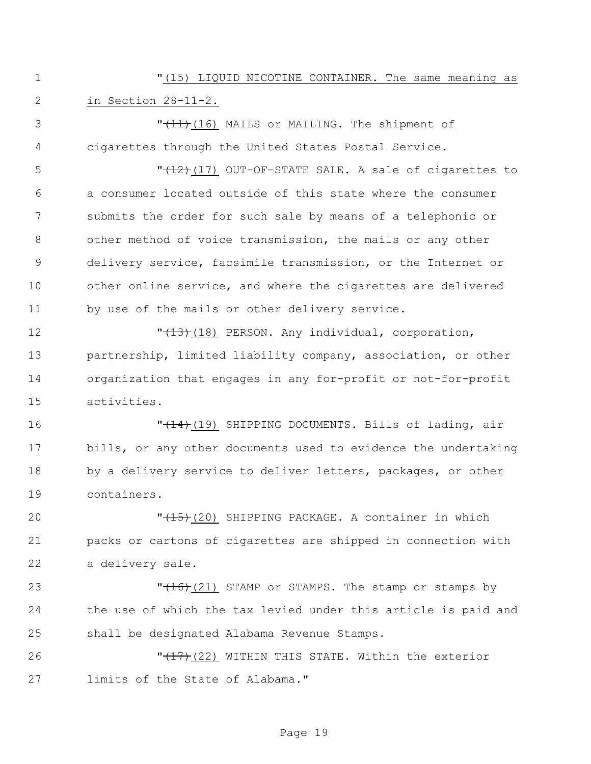"(15) LIQUID NICOTINE CONTAINER. The same meaning as in Section 28-11-2.

"~~(11)~~(16) MAILS or MAILING. The shipment of cigarettes through the United States Postal Service.

"~~(12)~~(17) OUT-OF-STATE SALE. A sale of cigarettes to a consumer located outside of this state where the consumer submits the order for such sale by means of a telephonic or other method of voice transmission, the mails or any other delivery service, facsimile transmission, or the Internet or other online service, and where the cigarettes are delivered by use of the mails or other delivery service.

"~~(13)~~(18) PERSON. Any individual, corporation, partnership, limited liability company, association, or other organization that engages in any for-profit or not-for-profit activities.

"~~(14)~~(19) SHIPPING DOCUMENTS. Bills of lading, air bills, or any other documents used to evidence the undertaking by a delivery service to deliver letters, packages, or other containers.

"~~(15)~~(20) SHIPPING PACKAGE. A container in which packs or cartons of cigarettes are shipped in connection with a delivery sale.

"~~(16)~~(21) STAMP or STAMPS. The stamp or stamps by the use of which the tax levied under this article is paid and shall be designated Alabama Revenue Stamps.

"~~(17)~~(22) WITHIN THIS STATE. Within the exterior limits of the State of Alabama."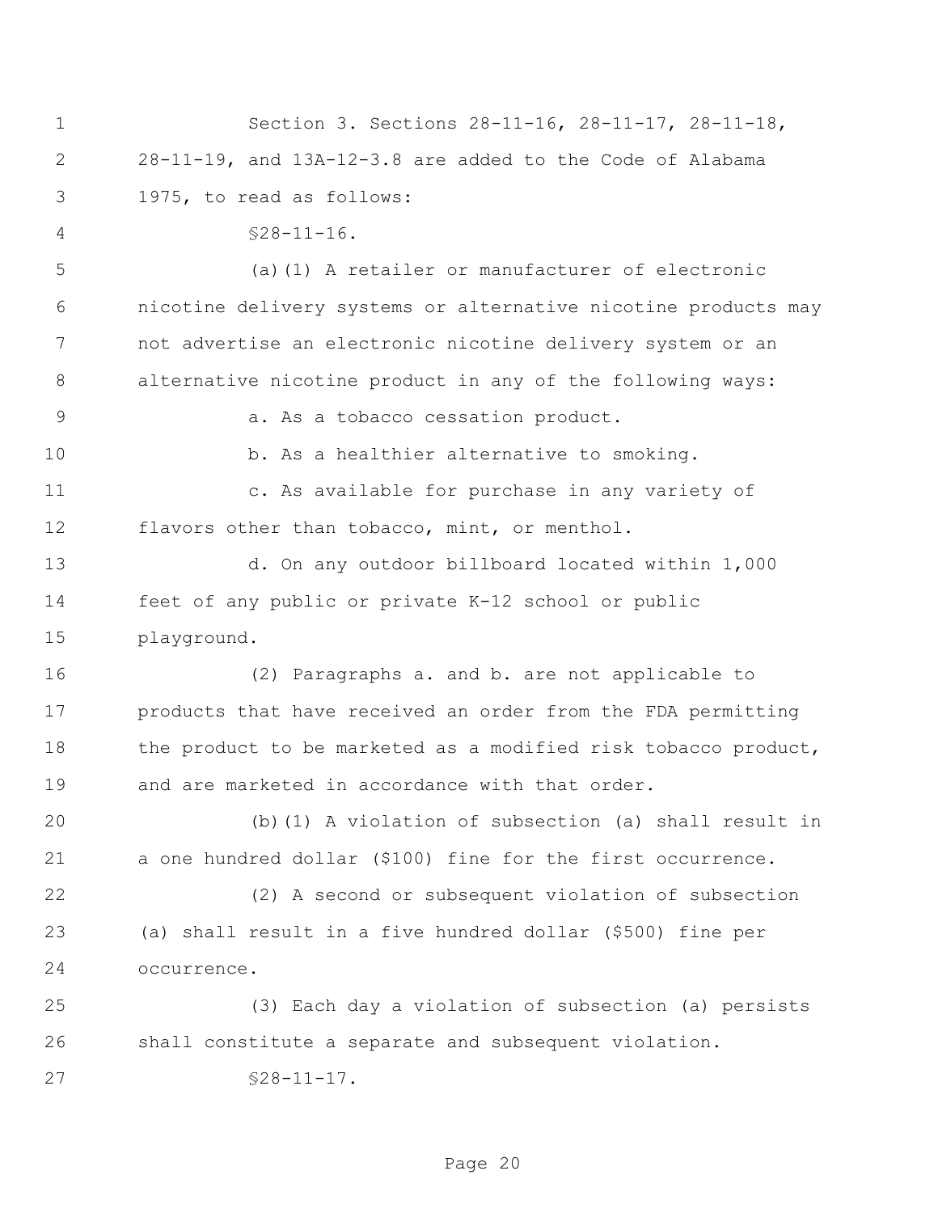Section 3. Sections 28-11-16, 28-11-17, 28-11-18, 28-11-19, and 13A-12-3.8 are added to the Code of Alabama 1975, to read as follows:

§28-11-16.

(a)(1) A retailer or manufacturer of electronic nicotine delivery systems or alternative nicotine products may not advertise an electronic nicotine delivery system or an alternative nicotine product in any of the following ways:

a. As a tobacco cessation product.

b. As a healthier alternative to smoking.

c. As available for purchase in any variety of flavors other than tobacco, mint, or menthol.

d. On any outdoor billboard located within 1,000 feet of any public or private K-12 school or public playground.

(2) Paragraphs a. and b. are not applicable to products that have received an order from the FDA permitting the product to be marketed as a modified risk tobacco product, and are marketed in accordance with that order.

(b)(1) A violation of subsection (a) shall result in a one hundred dollar ($100) fine for the first occurrence.

(2) A second or subsequent violation of subsection (a) shall result in a five hundred dollar ($500) fine per occurrence.

(3) Each day a violation of subsection (a) persists shall constitute a separate and subsequent violation.

§28-11-17.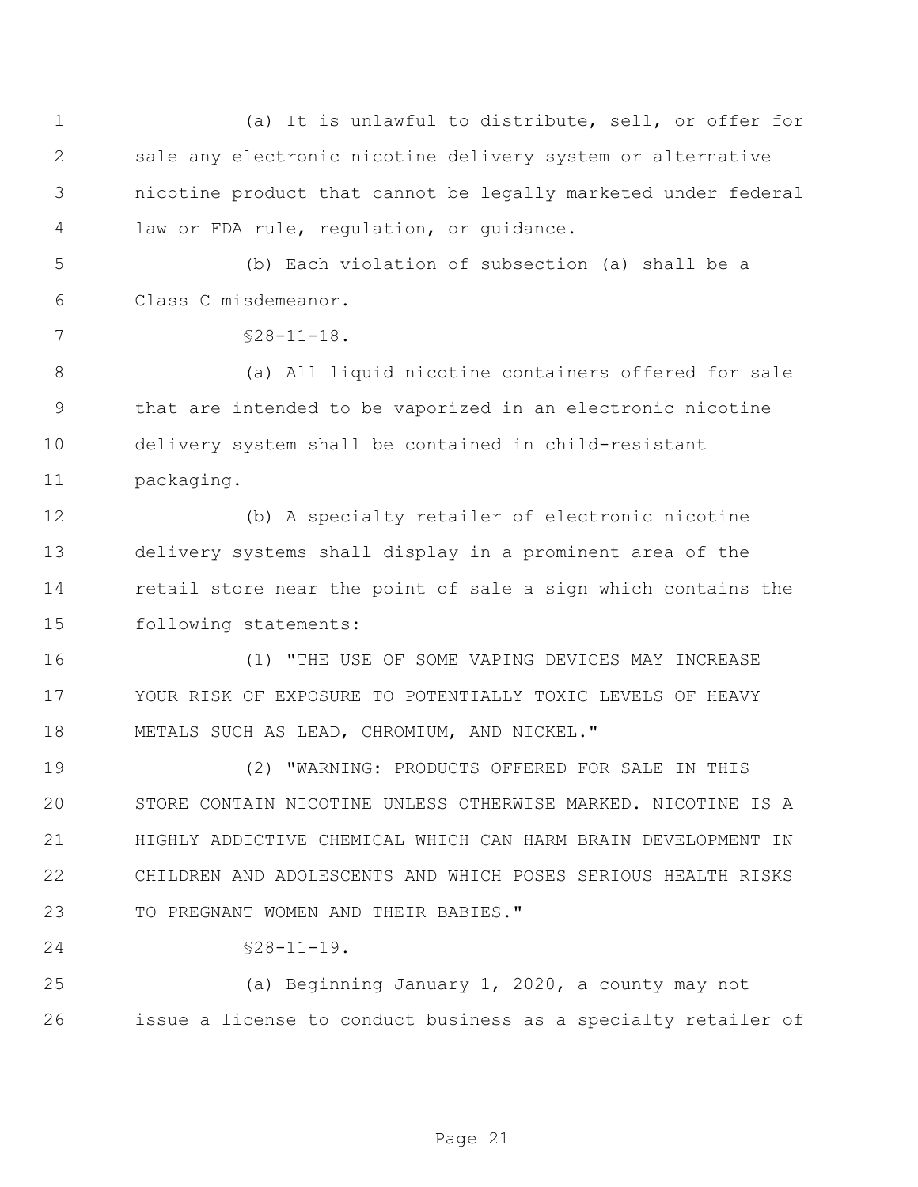(a) It is unlawful to distribute, sell, or offer for sale any electronic nicotine delivery system or alternative nicotine product that cannot be legally marketed under federal law or FDA rule, regulation, or guidance.

(b) Each violation of subsection (a) shall be a Class C misdemeanor.

§28-11-18.

(a) All liquid nicotine containers offered for sale that are intended to be vaporized in an electronic nicotine delivery system shall be contained in child-resistant packaging.

(b) A specialty retailer of electronic nicotine delivery systems shall display in a prominent area of the retail store near the point of sale a sign which contains the following statements:

(1) "THE USE OF SOME VAPING DEVICES MAY INCREASE YOUR RISK OF EXPOSURE TO POTENTIALLY TOXIC LEVELS OF HEAVY METALS SUCH AS LEAD, CHROMIUM, AND NICKEL."

(2) "WARNING: PRODUCTS OFFERED FOR SALE IN THIS STORE CONTAIN NICOTINE UNLESS OTHERWISE MARKED. NICOTINE IS A HIGHLY ADDICTIVE CHEMICAL WHICH CAN HARM BRAIN DEVELOPMENT IN CHILDREN AND ADOLESCENTS AND WHICH POSES SERIOUS HEALTH RISKS TO PREGNANT WOMEN AND THEIR BABIES."

§28-11-19.

(a) Beginning January 1, 2020, a county may not issue a license to conduct business as a specialty retailer of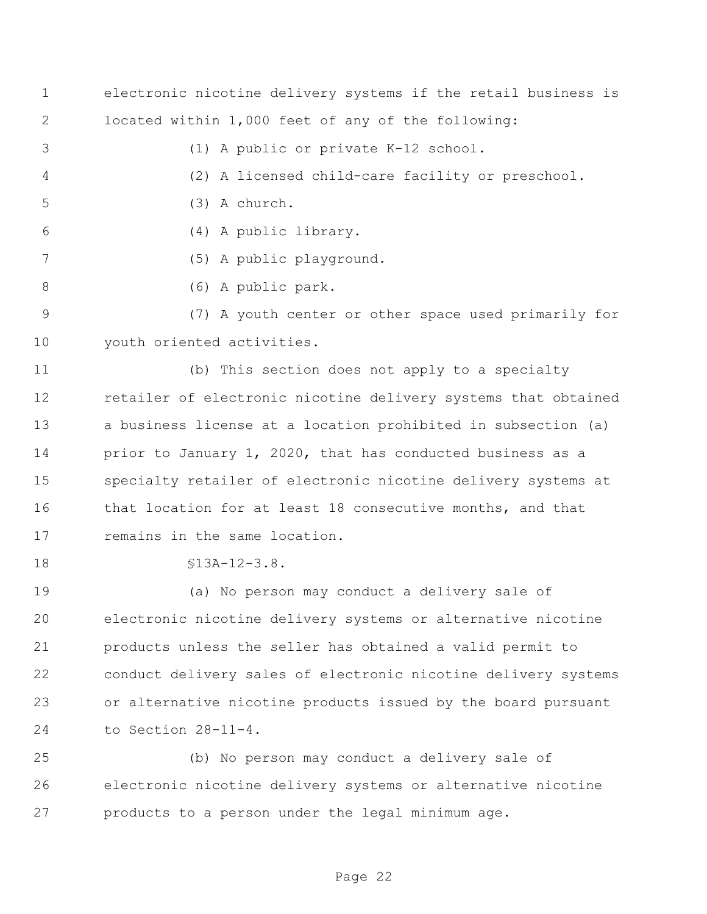electronic nicotine delivery systems if the retail business is located within 1,000 feet of any of the following:

(1) A public or private K-12 school.

(2) A licensed child-care facility or preschool.

(3) A church.

(4) A public library.

(5) A public playground.

(6) A public park.

(7) A youth center or other space used primarily for youth oriented activities.

(b) This section does not apply to a specialty retailer of electronic nicotine delivery systems that obtained a business license at a location prohibited in subsection (a) prior to January 1, 2020, that has conducted business as a specialty retailer of electronic nicotine delivery systems at that location for at least 18 consecutive months, and that remains in the same location.

§13A-12-3.8.

(a) No person may conduct a delivery sale of electronic nicotine delivery systems or alternative nicotine products unless the seller has obtained a valid permit to conduct delivery sales of electronic nicotine delivery systems or alternative nicotine products issued by the board pursuant to Section 28-11-4.

(b) No person may conduct a delivery sale of electronic nicotine delivery systems or alternative nicotine products to a person under the legal minimum age.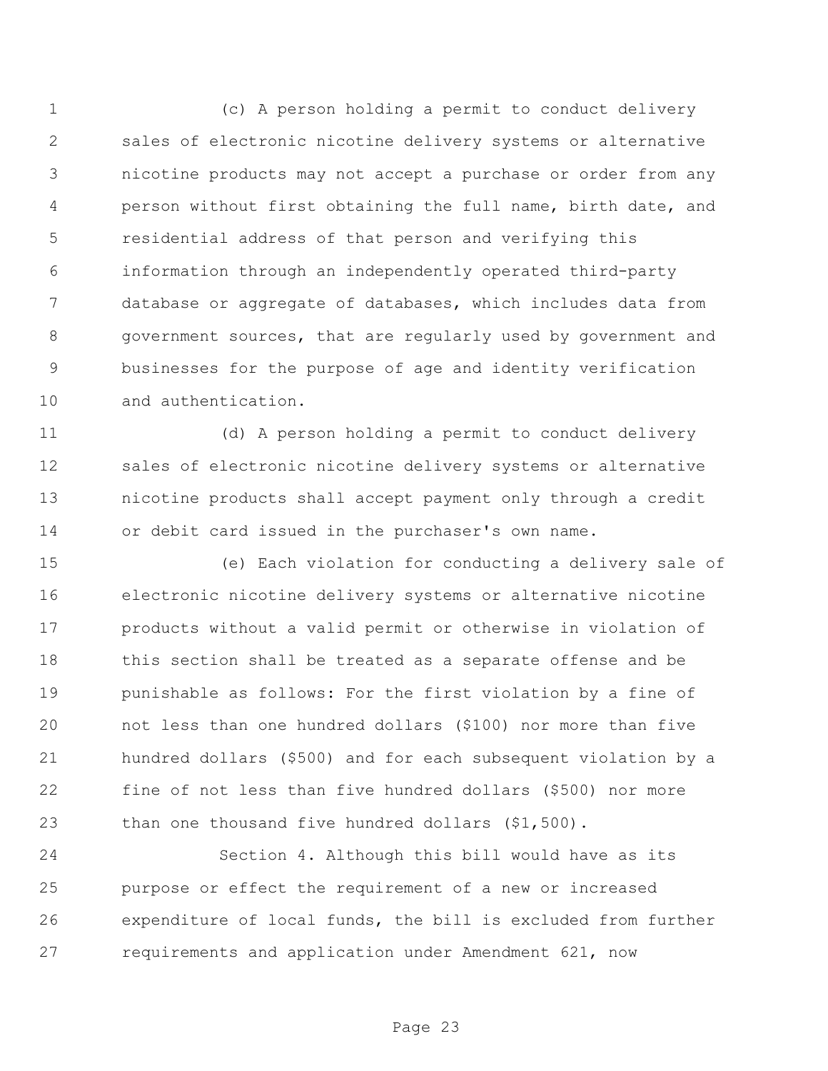(c) A person holding a permit to conduct delivery sales of electronic nicotine delivery systems or alternative nicotine products may not accept a purchase or order from any person without first obtaining the full name, birth date, and residential address of that person and verifying this information through an independently operated third-party database or aggregate of databases, which includes data from government sources, that are regularly used by government and businesses for the purpose of age and identity verification and authentication.

(d) A person holding a permit to conduct delivery sales of electronic nicotine delivery systems or alternative nicotine products shall accept payment only through a credit or debit card issued in the purchaser's own name.

(e) Each violation for conducting a delivery sale of electronic nicotine delivery systems or alternative nicotine products without a valid permit or otherwise in violation of this section shall be treated as a separate offense and be punishable as follows: For the first violation by a fine of not less than one hundred dollars ($100) nor more than five hundred dollars ($500) and for each subsequent violation by a fine of not less than five hundred dollars ($500) nor more than one thousand five hundred dollars ($1,500).

Section 4. Although this bill would have as its purpose or effect the requirement of a new or increased expenditure of local funds, the bill is excluded from further requirements and application under Amendment 621, now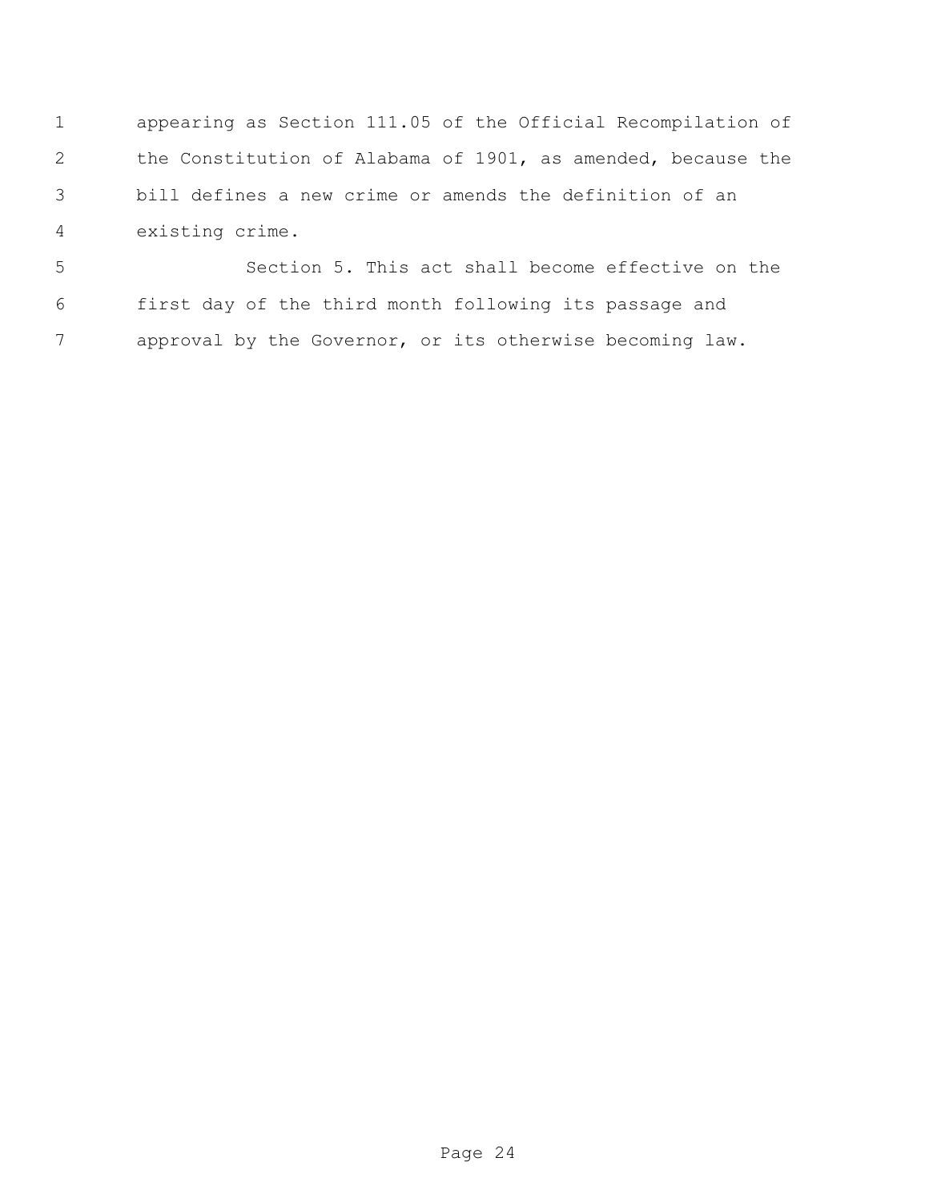appearing as Section 111.05 of the Official Recompilation of the Constitution of Alabama of 1901, as amended, because the bill defines a new crime or amends the definition of an existing crime.

Section 5. This act shall become effective on the first day of the third month following its passage and approval by the Governor, or its otherwise becoming law.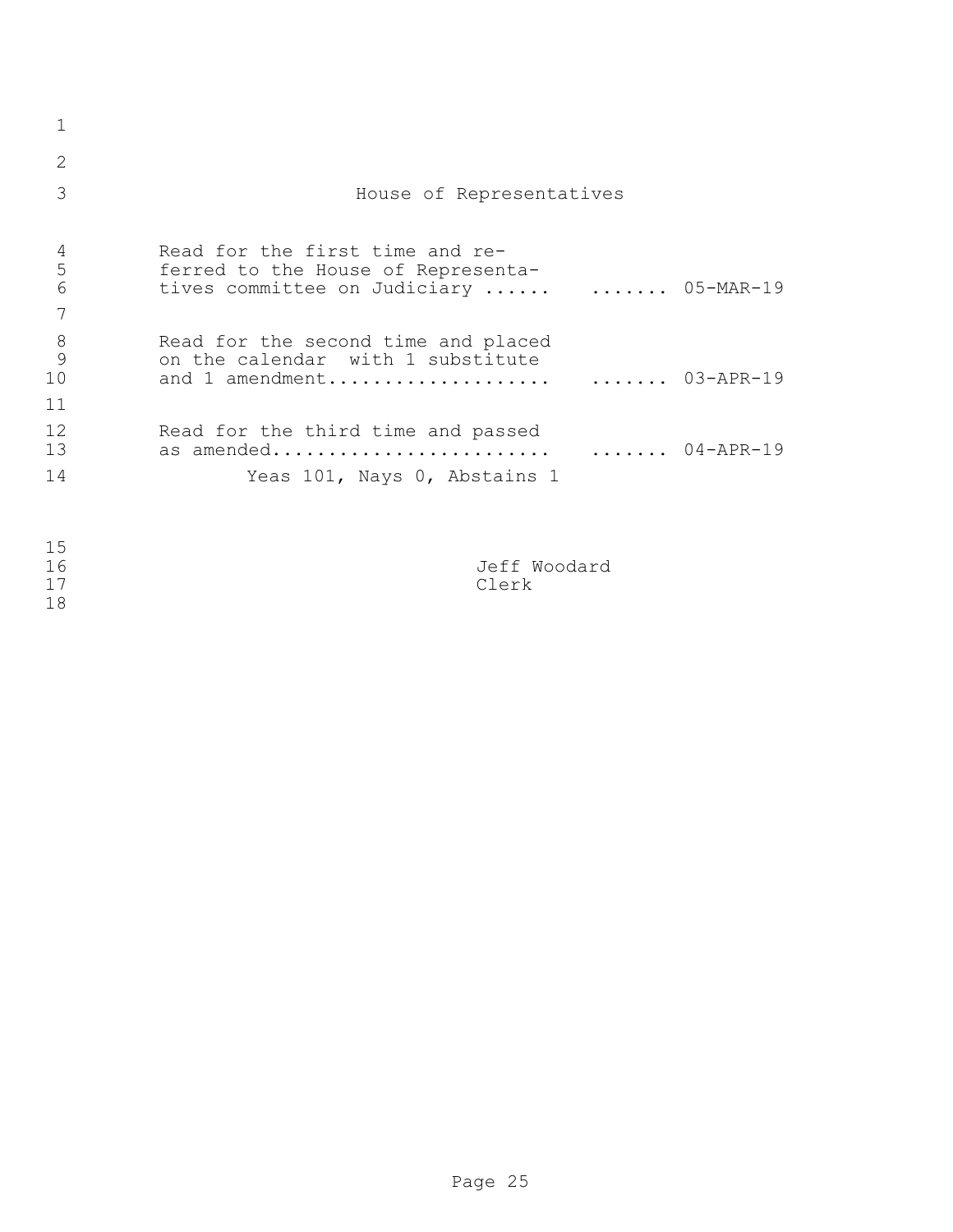House of Representatives

Read for the first time and referred to the House of Representatives committee on Judiciary ...... ....... 05-MAR-19

Read for the second time and placed on the calendar with 1 substitute and 1 amendment.................... ....... 03-APR-19

Read for the third time and passed as amended........................ ....... 04-APR-19

Yeas 101, Nays 0, Abstains 1

Jeff Woodard
Clerk